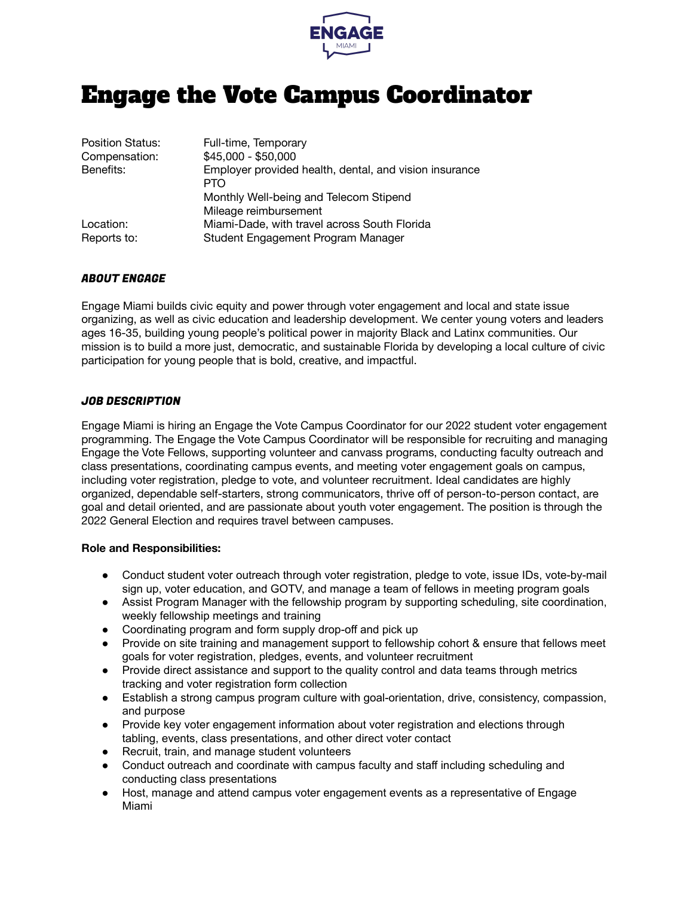# Engage the Vote Campus Coordinator

| | |
|---|---|
| Position Status: | Full-time, Temporary |
| Compensation: | $45,000 - $50,000 |
| Benefits: | Employer provided health, dental, and vision insurance<br>PTO<br>Monthly Well-being and Telecom Stipend<br>Mileage reimbursement |
| Location: | Miami-Dade, with travel across South Florida |
| Reports to: | Student Engagement Program Manager |

### *ABOUT ENGAGE*

Engage Miami builds civic equity and power through voter engagement and local and state issue organizing, as well as civic education and leadership development. We center young voters and leaders ages 16-35, building young people's political power in majority Black and Latinx communities. Our mission is to build a more just, democratic, and sustainable Florida by developing a local culture of civic participation for young people that is bold, creative, and impactful.

### *JOB DESCRIPTION*

Engage Miami is hiring an Engage the Vote Campus Coordinator for our 2022 student voter engagement programming. The Engage the Vote Campus Coordinator will be responsible for recruiting and managing Engage the Vote Fellows, supporting volunteer and canvass programs, conducting faculty outreach and class presentations, coordinating campus events, and meeting voter engagement goals on campus, including voter registration, pledge to vote, and volunteer recruitment. Ideal candidates are highly organized, dependable self-starters, strong communicators, thrive off of person-to-person contact, are goal and detail oriented, and are passionate about youth voter engagement. The position is through the 2022 General Election and requires travel between campuses.

**Role and Responsibilities:**

- Conduct student voter outreach through voter registration, pledge to vote, issue IDs, vote-by-mail sign up, voter education, and GOTV, and manage a team of fellows in meeting program goals
- Assist Program Manager with the fellowship program by supporting scheduling, site coordination, weekly fellowship meetings and training
- Coordinating program and form supply drop-off and pick up
- Provide on site training and management support to fellowship cohort & ensure that fellows meet goals for voter registration, pledges, events, and volunteer recruitment
- Provide direct assistance and support to the quality control and data teams through metrics tracking and voter registration form collection
- Establish a strong campus program culture with goal-orientation, drive, consistency, compassion, and purpose
- Provide key voter engagement information about voter registration and elections through tabling, events, class presentations, and other direct voter contact
- Recruit, train, and manage student volunteers
- Conduct outreach and coordinate with campus faculty and staff including scheduling and conducting class presentations
- Host, manage and attend campus voter engagement events as a representative of Engage Miami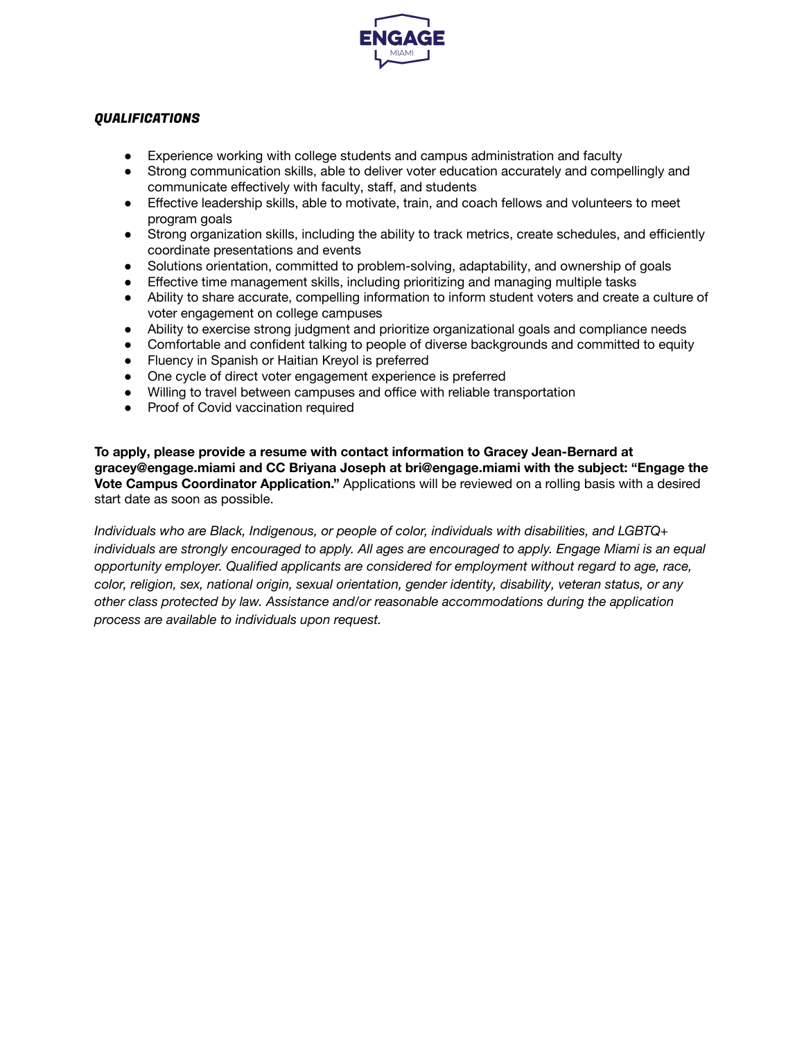### ***QUALIFICATIONS***

- Experience working with college students and campus administration and faculty
- Strong communication skills, able to deliver voter education accurately and compellingly and communicate effectively with faculty, staff, and students
- Effective leadership skills, able to motivate, train, and coach fellows and volunteers to meet program goals
- Strong organization skills, including the ability to track metrics, create schedules, and efficiently coordinate presentations and events
- Solutions orientation, committed to problem-solving, adaptability, and ownership of goals
- Effective time management skills, including prioritizing and managing multiple tasks
- Ability to share accurate, compelling information to inform student voters and create a culture of voter engagement on college campuses
- Ability to exercise strong judgment and prioritize organizational goals and compliance needs
- Comfortable and confident talking to people of diverse backgrounds and committed to equity
- Fluency in Spanish or Haitian Kreyol is preferred
- One cycle of direct voter engagement experience is preferred
- Willing to travel between campuses and office with reliable transportation
- Proof of Covid vaccination required

**To apply, please provide a resume with contact information to Gracey Jean-Bernard at gracey@engage.miami and CC Briyana Joseph at bri@engage.miami with the subject: "Engage the Vote Campus Coordinator Application."** Applications will be reviewed on a rolling basis with a desired start date as soon as possible.

*Individuals who are Black, Indigenous, or people of color, individuals with disabilities, and LGBTQ+ individuals are strongly encouraged to apply. All ages are encouraged to apply. Engage Miami is an equal opportunity employer. Qualified applicants are considered for employment without regard to age, race, color, religion, sex, national origin, sexual orientation, gender identity, disability, veteran status, or any other class protected by law. Assistance and/or reasonable accommodations during the application process are available to individuals upon request.*